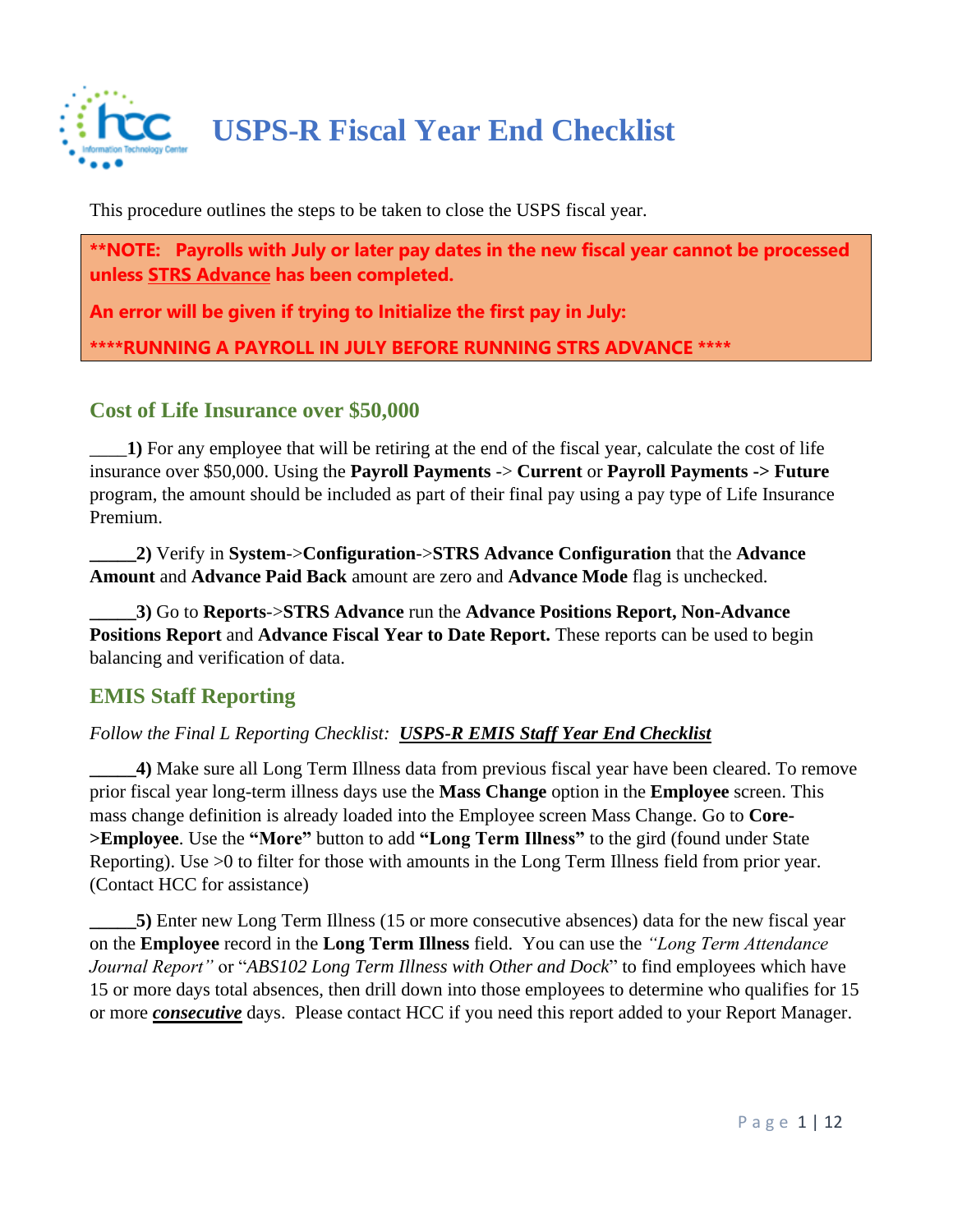# USPS-R Fiscal Year End Checklist

This procedure outlines the steps to be taken to close the USPS fiscal year.

> **\*\*NOTE: Payrolls with July or later pay dates in the new fiscal year cannot be processed unless STRS Advance has been completed.**
>
> **An error will be given if trying to Initialize the first pay in July:**
>
> **\*\*\*\*RUNNING A PAYROLL IN JULY BEFORE RUNNING STRS ADVANCE \*\*\*\***

## Cost of Life Insurance over $50,000

____**1)** For any employee that will be retiring at the end of the fiscal year, calculate the cost of life insurance over $50,000. Using the **Payroll Payments** -> **Current** or **Payroll Payments -> Future** program, the amount should be included as part of their final pay using a pay type of Life Insurance Premium.

**_____2)** Verify in **System**->**Configuration**->**STRS Advance Configuration** that the **Advance Amount** and **Advance Paid Back** amount are zero and **Advance Mode** flag is unchecked.

**_____3)** Go to **Reports**->**STRS Advance** run the **Advance Positions Report, Non-Advance Positions Report** and **Advance Fiscal Year to Date Report.** These reports can be used to begin balancing and verification of data.

## EMIS Staff Reporting

*Follow the Final L Reporting Checklist:* ***USPS-R EMIS Staff Year End Checklist***

**_____4)** Make sure all Long Term Illness data from previous fiscal year have been cleared. To remove prior fiscal year long-term illness days use the **Mass Change** option in the **Employee** screen. This mass change definition is already loaded into the Employee screen Mass Change. Go to **Core->Employee**. Use the **"More"** button to add **"Long Term Illness"** to the gird (found under State Reporting). Use >0 to filter for those with amounts in the Long Term Illness field from prior year. (Contact HCC for assistance)

**_____5)** Enter new Long Term Illness (15 or more consecutive absences) data for the new fiscal year on the **Employee** record in the **Long Term Illness** field. You can use the *"Long Term Attendance Journal Report"* or "*ABS102 Long Term Illness with Other and Dock*" to find employees which have 15 or more days total absences, then drill down into those employees to determine who qualifies for 15 or more ***consecutive*** days. Please contact HCC if you need this report added to your Report Manager.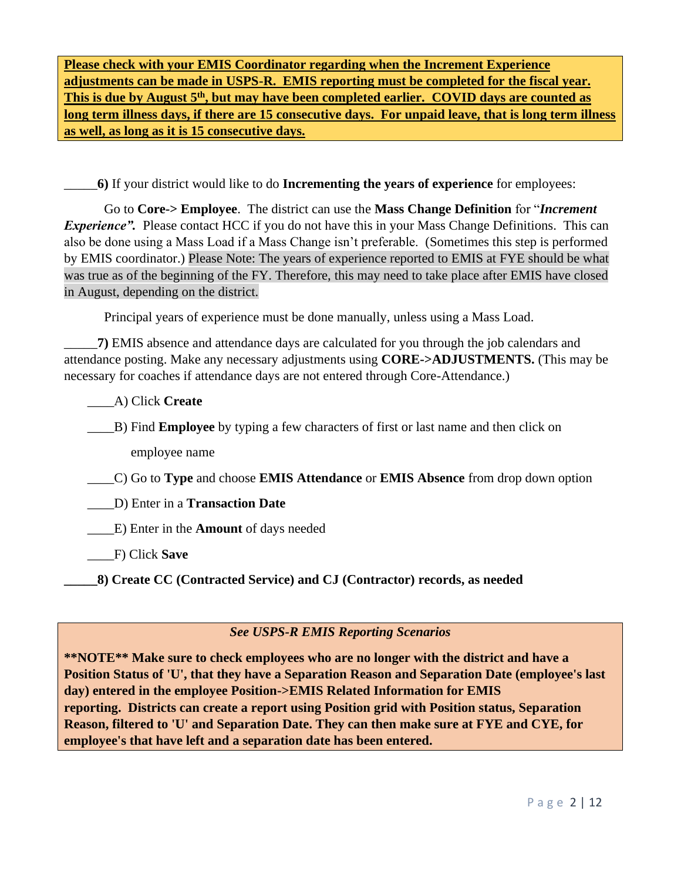**Please check with your EMIS Coordinator regarding when the Increment Experience adjustments can be made in USPS-R. EMIS reporting must be completed for the fiscal year. This is due by August 5th, but may have been completed earlier. COVID days are counted as long term illness days, if there are 15 consecutive days. For unpaid leave, that is long term illness as well, as long as it is 15 consecutive days.**

_____**6)** If your district would like to do **Incrementing the years of experience** for employees:

Go to **Core-> Employee**. The district can use the **Mass Change Definition** for "***Increment Experience".*** Please contact HCC if you do not have this in your Mass Change Definitions. This can also be done using a Mass Load if a Mass Change isn't preferable. (Sometimes this step is performed by EMIS coordinator.) Please Note: The years of experience reported to EMIS at FYE should be what was true as of the beginning of the FY. Therefore, this may need to take place after EMIS have closed in August, depending on the district.

Principal years of experience must be done manually, unless using a Mass Load.

_____**7)** EMIS absence and attendance days are calculated for you through the job calendars and attendance posting. Make any necessary adjustments using **CORE->ADJUSTMENTS.** (This may be necessary for coaches if attendance days are not entered through Core-Attendance.)

____A) Click **Create**

____B) Find **Employee** by typing a few characters of first or last name and then click on employee name

____C) Go to **Type** and choose **EMIS Attendance** or **EMIS Absence** from drop down option

____D) Enter in a **Transaction Date**

____E) Enter in the **Amount** of days needed

____F) Click **Save**

**_____8) Create CC (Contracted Service) and CJ (Contractor) records, as needed**

***See USPS-R EMIS Reporting Scenarios***

**\*\*NOTE\*\* Make sure to check employees who are no longer with the district and have a Position Status of 'U', that they have a Separation Reason and Separation Date (employee's last day) entered in the employee Position->EMIS Related Information for EMIS reporting. Districts can create a report using Position grid with Position status, Separation Reason, filtered to 'U' and Separation Date. They can then make sure at FYE and CYE, for employee's that have left and a separation date has been entered.**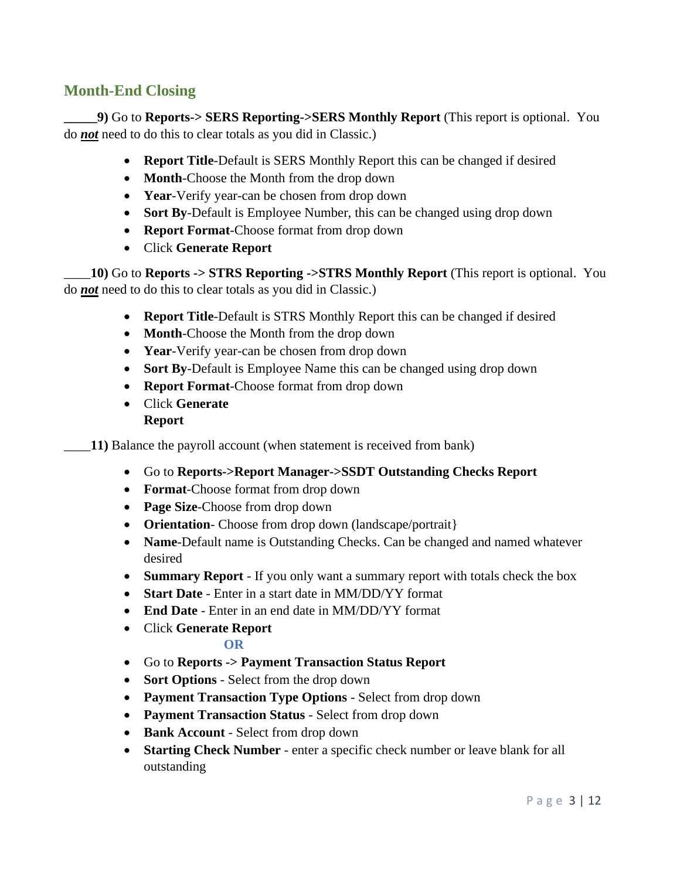## Month-End Closing

**\_\_\_\_\_9)** Go to **Reports-> SERS Reporting->SERS Monthly Report** (This report is optional. You do ***not*** need to do this to clear totals as you did in Classic.)

- **Report Title**-Default is SERS Monthly Report this can be changed if desired
- **Month**-Choose the Month from the drop down
- **Year**-Verify year-can be chosen from drop down
- **Sort By**-Default is Employee Number, this can be changed using drop down
- **Report Format**-Choose format from drop down
- Click **Generate Report**

\_\_\_\_**10)** Go to **Reports -> STRS Reporting ->STRS Monthly Report** (This report is optional. You do ***not*** need to do this to clear totals as you did in Classic.)

- **Report Title**-Default is STRS Monthly Report this can be changed if desired
- **Month**-Choose the Month from the drop down
- **Year**-Verify year-can be chosen from drop down
- **Sort By**-Default is Employee Name this can be changed using drop down
- **Report Format**-Choose format from drop down
- Click **Generate Report**

\_\_\_\_**11)** Balance the payroll account (when statement is received from bank)

- Go to **Reports->Report Manager->SSDT Outstanding Checks Report**
- **Format**-Choose format from drop down
- **Page Size**-Choose from drop down
- **Orientation**- Choose from drop down (landscape/portrait}
- **Name**-Default name is Outstanding Checks. Can be changed and named whatever desired
- **Summary Report** - If you only want a summary report with totals check the box
- **Start Date** - Enter in a start date in MM/DD/YY format
- **End Date** - Enter in an end date in MM/DD/YY format
- Click **Generate Report**

**OR**

- Go to **Reports -> Payment Transaction Status Report**
- **Sort Options** - Select from the drop down
- **Payment Transaction Type Options** - Select from drop down
- **Payment Transaction Status** - Select from drop down
- **Bank Account** - Select from drop down
- **Starting Check Number** - enter a specific check number or leave blank for all outstanding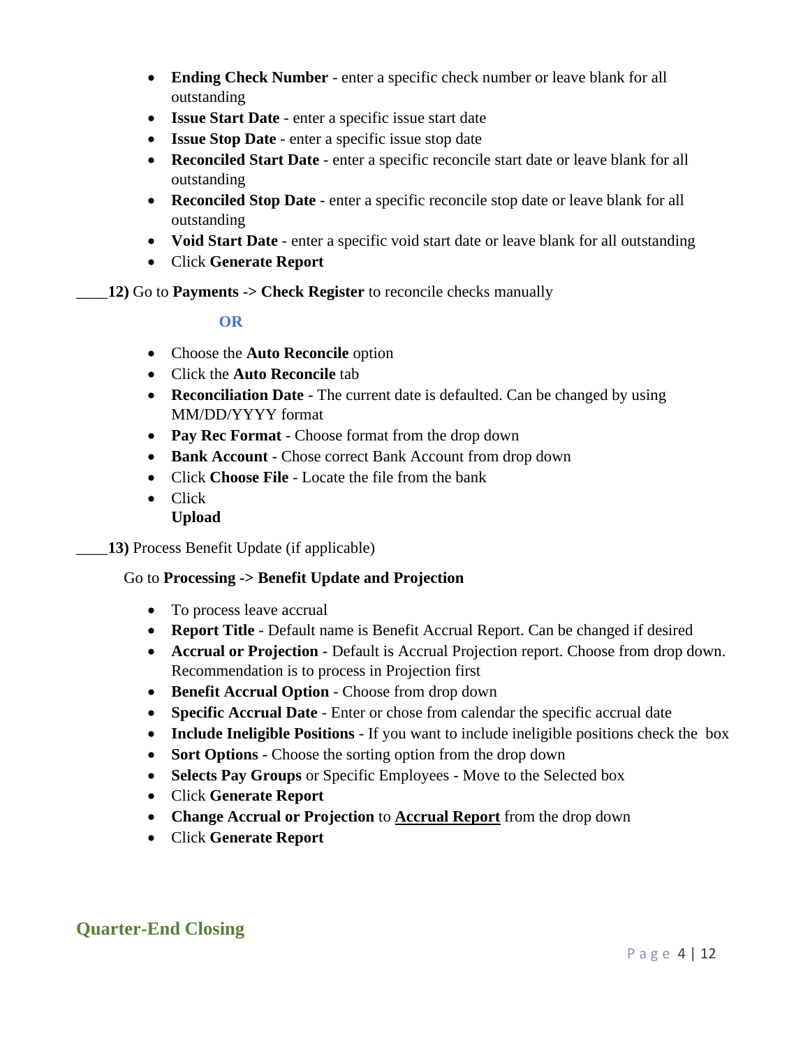- **Ending Check Number** - enter a specific check number or leave blank for all outstanding
- **Issue Start Date** - enter a specific issue start date
- **Issue Stop Date** - enter a specific issue stop date
- **Reconciled Start Date** - enter a specific reconcile start date or leave blank for all outstanding
- **Reconciled Stop Date** - enter a specific reconcile stop date or leave blank for all outstanding
- **Void Start Date** - enter a specific void start date or leave blank for all outstanding
- Click **Generate Report**

____**12)** Go to **Payments -> Check Register** to reconcile checks manually

**OR**

- Choose the **Auto Reconcile** option
- Click the **Auto Reconcile** tab
- **Reconciliation Date** - The current date is defaulted. Can be changed by using MM/DD/YYYY format
- **Pay Rec Format** - Choose format from the drop down
- **Bank Account** - Chose correct Bank Account from drop down
- Click **Choose File** - Locate the file from the bank
- Click **Upload**

____**13)** Process Benefit Update (if applicable)

Go to **Processing -> Benefit Update and Projection**

- To process leave accrual
- **Report Title** - Default name is Benefit Accrual Report. Can be changed if desired
- **Accrual or Projection** - Default is Accrual Projection report. Choose from drop down. Recommendation is to process in Projection first
- **Benefit Accrual Option** - Choose from drop down
- **Specific Accrual Date** - Enter or chose from calendar the specific accrual date
- **Include Ineligible Positions** - If you want to include ineligible positions check the box
- **Sort Options** - Choose the sorting option from the drop down
- **Selects Pay Groups** or Specific Employees - Move to the Selected box
- Click **Generate Report**
- **Change Accrual or Projection** to **Accrual Report** from the drop down
- Click **Generate Report**

## Quarter-End Closing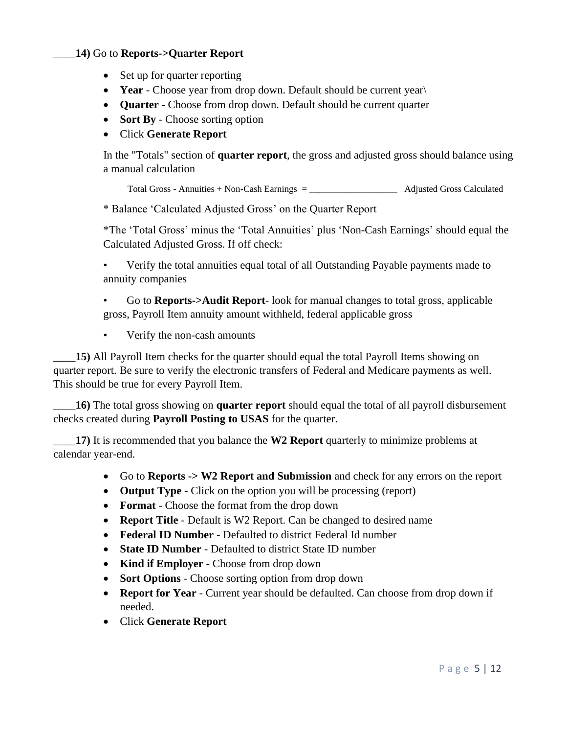____**14)** Go to **Reports->Quarter Report**

- Set up for quarter reporting
- **Year** - Choose year from drop down. Default should be current year\
- **Quarter** - Choose from drop down. Default should be current quarter
- **Sort By** - Choose sorting option
- Click **Generate Report**

In the "Totals" section of **quarter report**, the gross and adjusted gross should balance using a manual calculation

Total Gross - Annuities + Non-Cash Earnings = ___________________ Adjusted Gross Calculated

* Balance 'Calculated Adjusted Gross' on the Quarter Report

*The 'Total Gross' minus the 'Total Annuities' plus 'Non-Cash Earnings' should equal the Calculated Adjusted Gross. If off check:

- Verify the total annuities equal total of all Outstanding Payable payments made to annuity companies
- Go to **Reports->Audit Report**- look for manual changes to total gross, applicable gross, Payroll Item annuity amount withheld, federal applicable gross
- Verify the non-cash amounts

____**15)** All Payroll Item checks for the quarter should equal the total Payroll Items showing on quarter report. Be sure to verify the electronic transfers of Federal and Medicare payments as well. This should be true for every Payroll Item.

____**16)** The total gross showing on **quarter report** should equal the total of all payroll disbursement checks created during **Payroll Posting to USAS** for the quarter.

____**17)** It is recommended that you balance the **W2 Report** quarterly to minimize problems at calendar year-end.

- Go to **Reports -> W2 Report and Submission** and check for any errors on the report
- **Output Type** - Click on the option you will be processing (report)
- **Format** - Choose the format from the drop down
- **Report Title** - Default is W2 Report. Can be changed to desired name
- **Federal ID Number** - Defaulted to district Federal Id number
- **State ID Number** - Defaulted to district State ID number
- **Kind if Employer** - Choose from drop down
- **Sort Options** - Choose sorting option from drop down
- **Report for Year** - Current year should be defaulted. Can choose from drop down if needed.
- Click **Generate Report**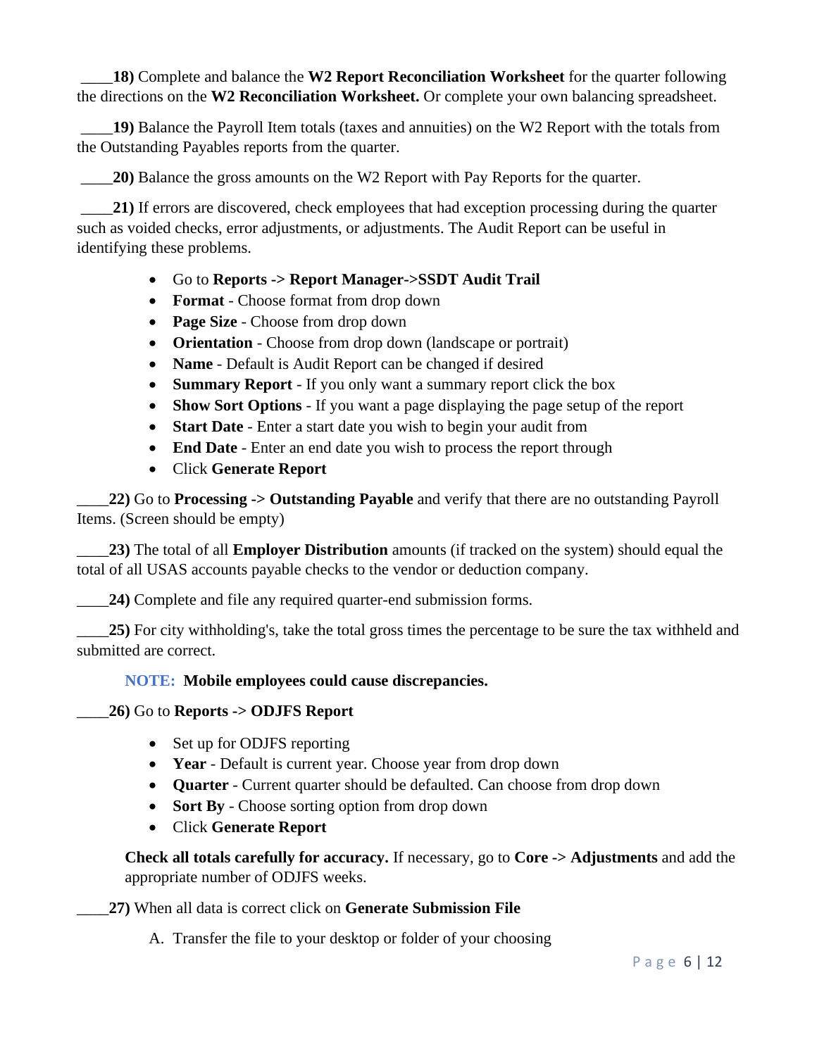____**18)** Complete and balance the **W2 Report Reconciliation Worksheet** for the quarter following the directions on the **W2 Reconciliation Worksheet.** Or complete your own balancing spreadsheet.

____**19)** Balance the Payroll Item totals (taxes and annuities) on the W2 Report with the totals from the Outstanding Payables reports from the quarter.

____**20)** Balance the gross amounts on the W2 Report with Pay Reports for the quarter.

____**21)** If errors are discovered, check employees that had exception processing during the quarter such as voided checks, error adjustments, or adjustments. The Audit Report can be useful in identifying these problems.

- Go to **Reports -> Report Manager->SSDT Audit Trail**
- **Format** - Choose format from drop down
- **Page Size** - Choose from drop down
- **Orientation** - Choose from drop down (landscape or portrait)
- **Name** - Default is Audit Report can be changed if desired
- **Summary Report** - If you only want a summary report click the box
- **Show Sort Options** - If you want a page displaying the page setup of the report
- **Start Date** - Enter a start date you wish to begin your audit from
- **End Date** - Enter an end date you wish to process the report through
- Click **Generate Report**

____**22)** Go to **Processing -> Outstanding Payable** and verify that there are no outstanding Payroll Items. (Screen should be empty)

____**23)** The total of all **Employer Distribution** amounts (if tracked on the system) should equal the total of all USAS accounts payable checks to the vendor or deduction company.

____**24)** Complete and file any required quarter-end submission forms.

____**25)** For city withholding's, take the total gross times the percentage to be sure the tax withheld and submitted are correct.

**NOTE: Mobile employees could cause discrepancies.**

____**26)** Go to **Reports -> ODJFS Report**

- Set up for ODJFS reporting
- **Year** - Default is current year. Choose year from drop down
- **Quarter** - Current quarter should be defaulted. Can choose from drop down
- **Sort By** - Choose sorting option from drop down
- Click **Generate Report**

**Check all totals carefully for accuracy.** If necessary, go to **Core -> Adjustments** and add the appropriate number of ODJFS weeks.

____**27)** When all data is correct click on **Generate Submission File**

A. Transfer the file to your desktop or folder of your choosing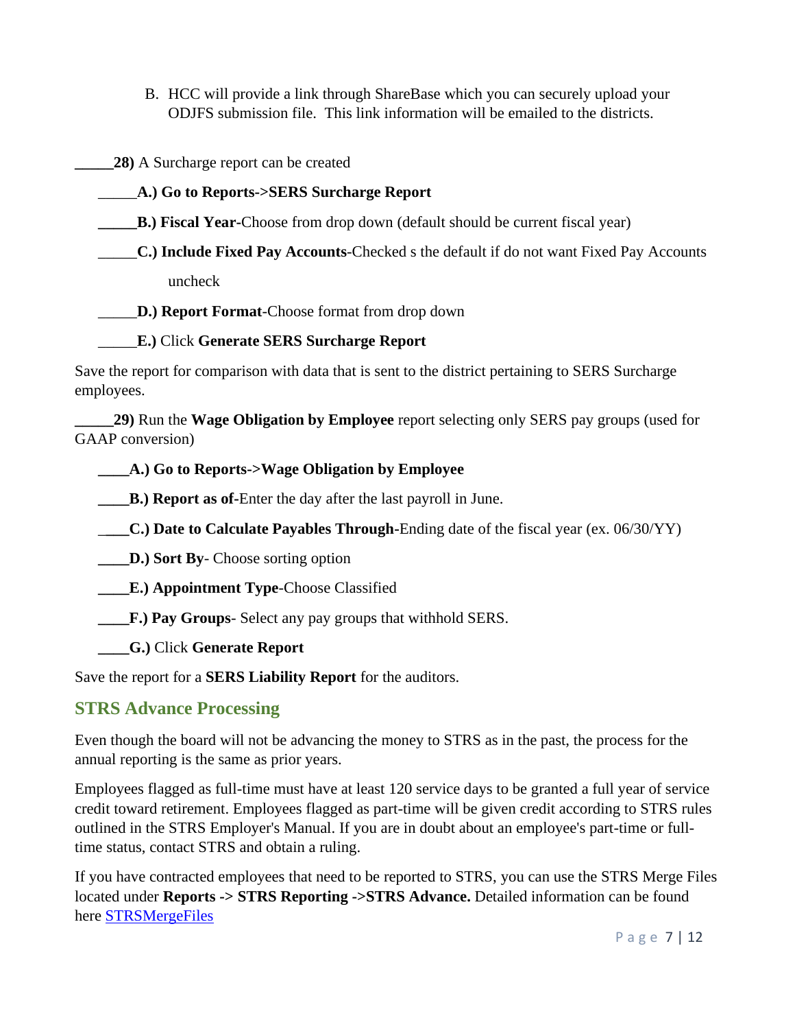B. HCC will provide a link through ShareBase which you can securely upload your ODJFS submission file. This link information will be emailed to the districts.

**_____28)** A Surcharge report can be created

_____**A.) Go to Reports->SERS Surcharge Report**

**_____B.) Fiscal Year**-Choose from drop down (default should be current fiscal year)

_____**C.) Include Fixed Pay Accounts**-Checked s the default if do not want Fixed Pay Accounts uncheck

_____**D.) Report Format**-Choose format from drop down

_____**E.)** Click **Generate SERS Surcharge Report**

Save the report for comparison with data that is sent to the district pertaining to SERS Surcharge employees.

**_____29)** Run the **Wage Obligation by Employee** report selecting only SERS pay groups (used for GAAP conversion)

**____A.) Go to Reports->Wage Obligation by Employee**

**____B.) Report as of-**Enter the day after the last payroll in June.

____**C.) Date to Calculate Payables Through-**Ending date of the fiscal year (ex. 06/30/YY)

**____D.) Sort By**- Choose sorting option

**____E.) Appointment Type**-Choose Classified

**____F.) Pay Groups**- Select any pay groups that withhold SERS.

**____G.)** Click **Generate Report**

Save the report for a **SERS Liability Report** for the auditors.

## STRS Advance Processing

Even though the board will not be advancing the money to STRS as in the past, the process for the annual reporting is the same as prior years.

Employees flagged as full-time must have at least 120 service days to be granted a full year of service credit toward retirement. Employees flagged as part-time will be given credit according to STRS rules outlined in the STRS Employer's Manual. If you are in doubt about an employee's part-time or full-time status, contact STRS and obtain a ruling.

If you have contracted employees that need to be reported to STRS, you can use the STRS Merge Files located under **Reports -> STRS Reporting ->STRS Advance.** Detailed information can be found here STRSMergeFiles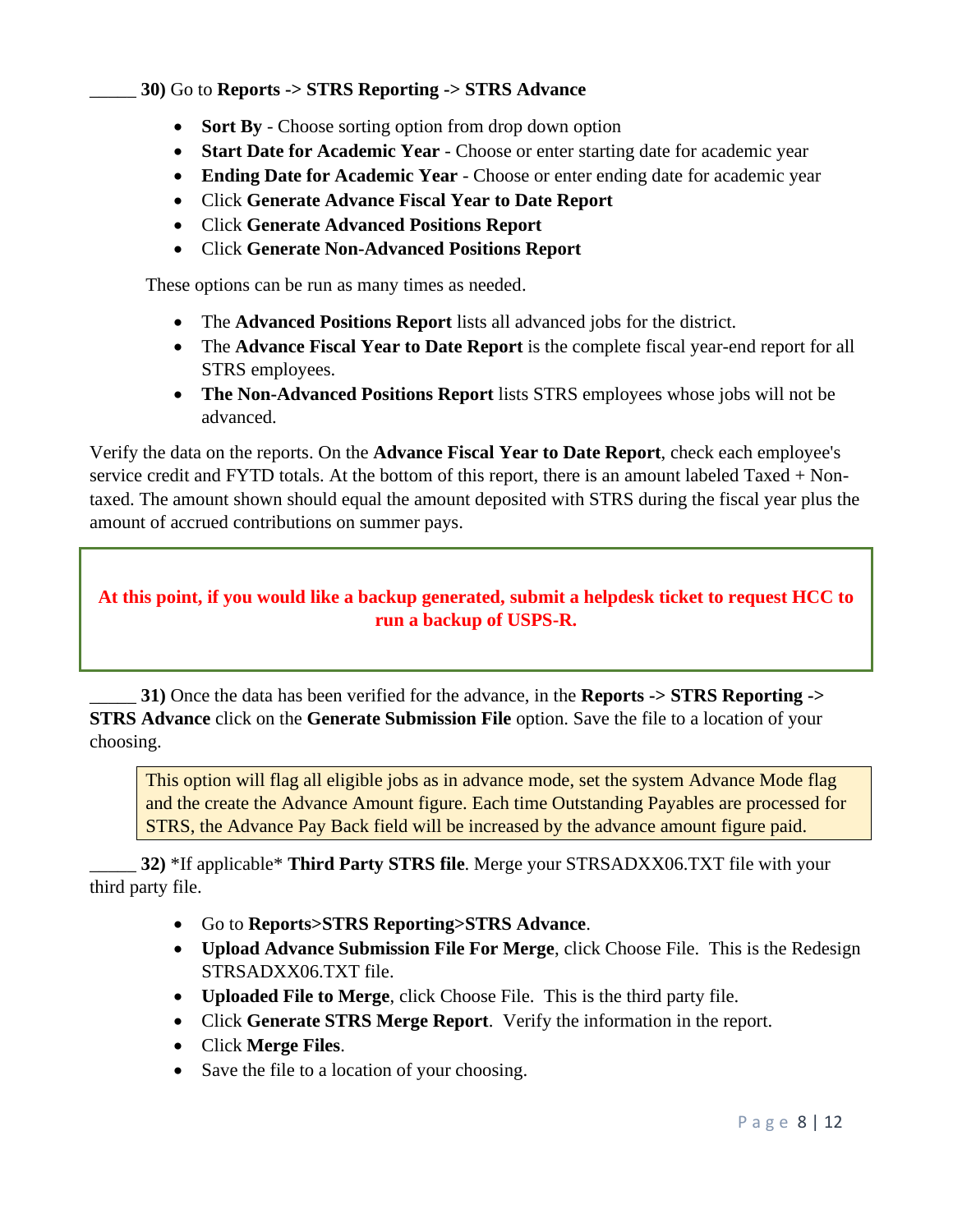_____ **30)** Go to **Reports -> STRS Reporting -> STRS Advance**

- **Sort By** - Choose sorting option from drop down option
- **Start Date for Academic Year** - Choose or enter starting date for academic year
- **Ending Date for Academic Year** - Choose or enter ending date for academic year
- Click **Generate Advance Fiscal Year to Date Report**
- Click **Generate Advanced Positions Report**
- Click **Generate Non-Advanced Positions Report**

These options can be run as many times as needed.

- The **Advanced Positions Report** lists all advanced jobs for the district.
- The **Advance Fiscal Year to Date Report** is the complete fiscal year-end report for all STRS employees.
- **The Non-Advanced Positions Report** lists STRS employees whose jobs will not be advanced.

Verify the data on the reports. On the **Advance Fiscal Year to Date Report**, check each employee's service credit and FYTD totals. At the bottom of this report, there is an amount labeled Taxed + Non-taxed. The amount shown should equal the amount deposited with STRS during the fiscal year plus the amount of accrued contributions on summer pays.

**At this point, if you would like a backup generated, submit a helpdesk ticket to request HCC to run a backup of USPS-R.**

_____ **31)** Once the data has been verified for the advance, in the **Reports -> STRS Reporting -> STRS Advance** click on the **Generate Submission File** option. Save the file to a location of your choosing.

> This option will flag all eligible jobs as in advance mode, set the system Advance Mode flag and the create the Advance Amount figure. Each time Outstanding Payables are processed for STRS, the Advance Pay Back field will be increased by the advance amount figure paid.

_____ **32)** *If applicable* **Third Party STRS file**. Merge your STRSADXX06.TXT file with your third party file.

- Go to **Reports>STRS Reporting>STRS Advance**.
- **Upload Advance Submission File For Merge**, click Choose File. This is the Redesign STRSADXX06.TXT file.
- **Uploaded File to Merge**, click Choose File. This is the third party file.
- Click **Generate STRS Merge Report**. Verify the information in the report.
- Click **Merge Files**.
- Save the file to a location of your choosing.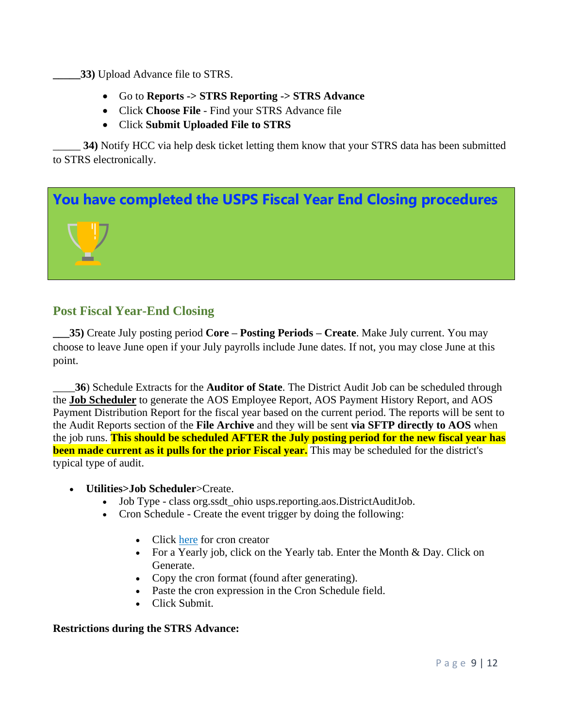_____**33)** Upload Advance file to STRS.

- Go to **Reports -> STRS Reporting -> STRS Advance**
- Click **Choose File** - Find your STRS Advance file
- Click **Submit Uploaded File to STRS**

_____ **34)** Notify HCC via help desk ticket letting them know that your STRS data has been submitted to STRS electronically.

## You have completed the USPS Fiscal Year End Closing procedures

## Post Fiscal Year-End Closing

___**35)** Create July posting period **Core – Posting Periods – Create**. Make July current. You may choose to leave June open if your July payrolls include June dates. If not, you may close June at this point.

____**36**) Schedule Extracts for the **Auditor of State**. The District Audit Job can be scheduled through the **Job Scheduler** to generate the AOS Employee Report, AOS Payment History Report, and AOS Payment Distribution Report for the fiscal year based on the current period. The reports will be sent to the Audit Reports section of the **File Archive** and they will be sent **via SFTP directly to AOS** when the job runs. **This should be scheduled AFTER the July posting period for the new fiscal year has been made current as it pulls for the prior Fiscal year.** This may be scheduled for the district's typical type of audit.

- **Utilities>Job Scheduler**>Create.
  - Job Type - class org.ssdt_ohio usps.reporting.aos.DistrictAuditJob.
  - Cron Schedule - Create the event trigger by doing the following:
    - Click here for cron creator
    - For a Yearly job, click on the Yearly tab. Enter the Month & Day. Click on Generate.
    - Copy the cron format (found after generating).
    - Paste the cron expression in the Cron Schedule field.
    - Click Submit.

**Restrictions during the STRS Advance:**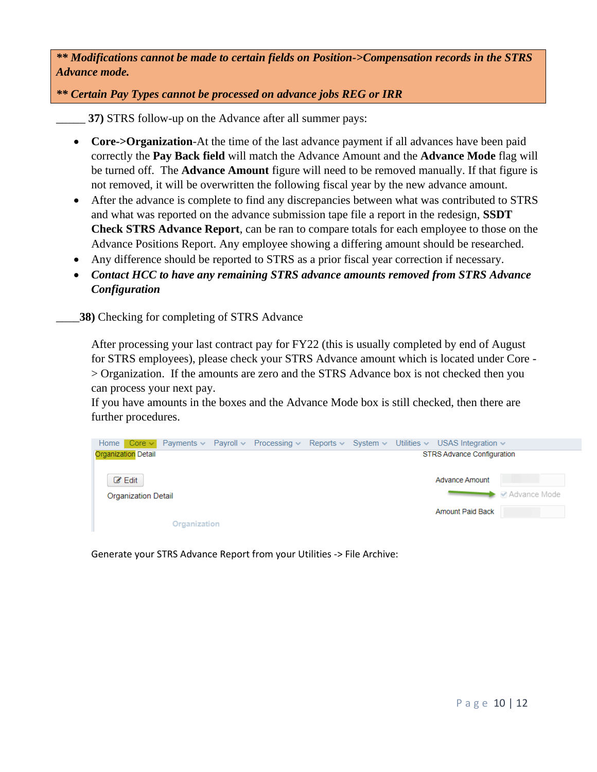***\*\* Modifications cannot be made to certain fields on Position->Compensation records in the STRS Advance mode.***

***\*\* Certain Pay Types cannot be processed on advance jobs REG or IRR***

_____ **37)** STRS follow-up on the Advance after all summer pays:

- **Core->Organization**-At the time of the last advance payment if all advances have been paid correctly the **Pay Back field** will match the Advance Amount and the **Advance Mode** flag will be turned off. The **Advance Amount** figure will need to be removed manually. If that figure is not removed, it will be overwritten the following fiscal year by the new advance amount.
- After the advance is complete to find any discrepancies between what was contributed to STRS and what was reported on the advance submission tape file a report in the redesign, **SSDT Check STRS Advance Report**, can be ran to compare totals for each employee to those on the Advance Positions Report. Any employee showing a differing amount should be researched.
- Any difference should be reported to STRS as a prior fiscal year correction if necessary.
- ***Contact HCC to have any remaining STRS advance amounts removed from STRS Advance Configuration***

____**38)** Checking for completing of STRS Advance

After processing your last contract pay for FY22 (this is usually completed by end of August for STRS employees), please check your STRS Advance amount which is located under Core -> Organization. If the amounts are zero and the STRS Advance box is not checked then you can process your next pay.
If you have amounts in the boxes and the Advance Mode box is still checked, then there are further procedures.

Home Core Payments Payroll Processing Reports System Utilities USAS Integration

Organization Detail

Edit

Organization Detail

Organization

STRS Advance Configuration

Advance Amount

Advance Mode

Amount Paid Back

Generate your STRS Advance Report from your Utilities -> File Archive: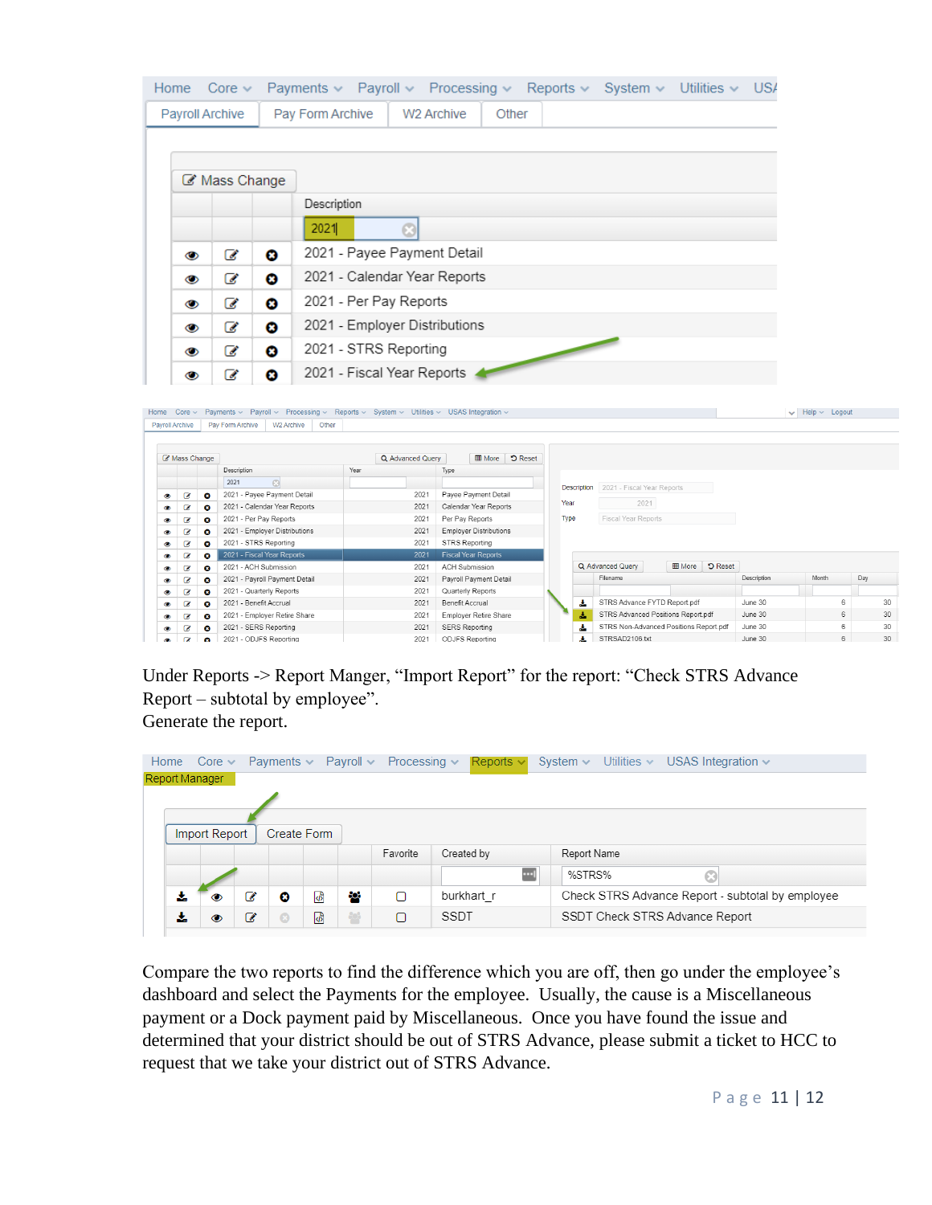Under Reports -> Report Manger, “Import Report” for the report: “Check STRS Advance Report – subtotal by employee”.
Generate the report.

Compare the two reports to find the difference which you are off, then go under the employee’s dashboard and select the Payments for the employee. Usually, the cause is a Miscellaneous payment or a Dock payment paid by Miscellaneous. Once you have found the issue and determined that your district should be out of STRS Advance, please submit a ticket to HCC to request that we take your district out of STRS Advance.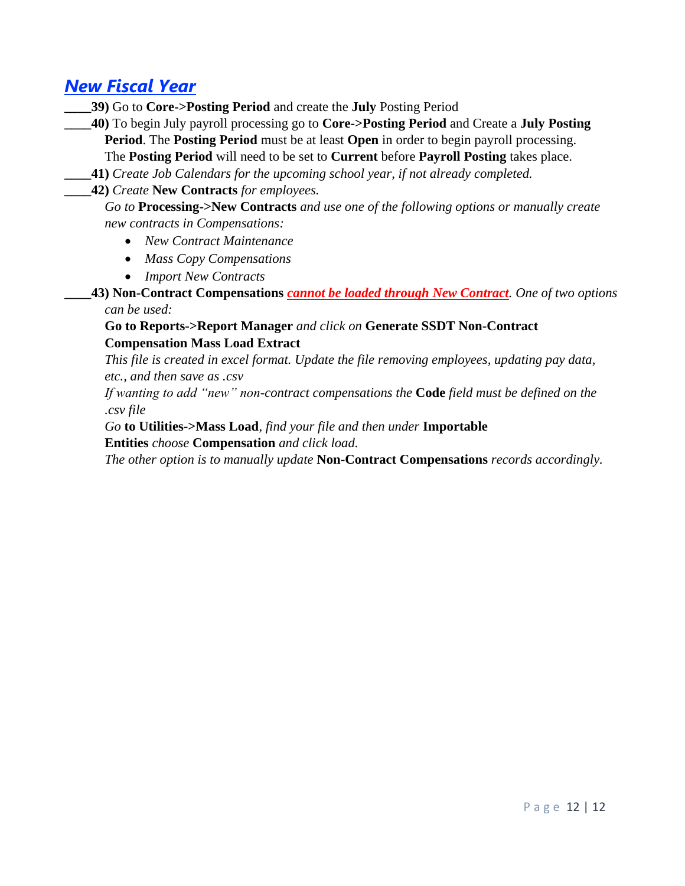## *New Fiscal Year*

____**39)** Go to **Core->Posting Period** and create the **July** Posting Period

____**40)** To begin July payroll processing go to **Core->Posting Period** and Create a **July Posting Period**. The **Posting Period** must be at least **Open** in order to begin payroll processing. The **Posting Period** will need to be set to **Current** before **Payroll Posting** takes place.

____**41)** *Create Job Calendars for the upcoming school year, if not already completed.*

____**42)** *Create* **New Contracts** *for employees.*

*Go to* **Processing->New Contracts** *and use one of the following options or manually create new contracts in Compensations:*

- *New Contract Maintenance*
- *Mass Copy Compensations*
- *Import New Contracts*

____**43) Non-Contract Compensations** *cannot be loaded through New Contract*. *One of two options can be used:*

**Go to Reports->Report Manager** *and click on* **Generate SSDT Non-Contract Compensation Mass Load Extract**

*This file is created in excel format. Update the file removing employees, updating pay data, etc., and then save as .csv*

*If wanting to add "new" non-contract compensations the* **Code** *field must be defined on the .csv file*

*Go* **to Utilities->Mass Load**, *find your file and then under* **Importable Entities** *choose* **Compensation** *and click load.*

*The other option is to manually update* **Non-Contract Compensations** *records accordingly.*